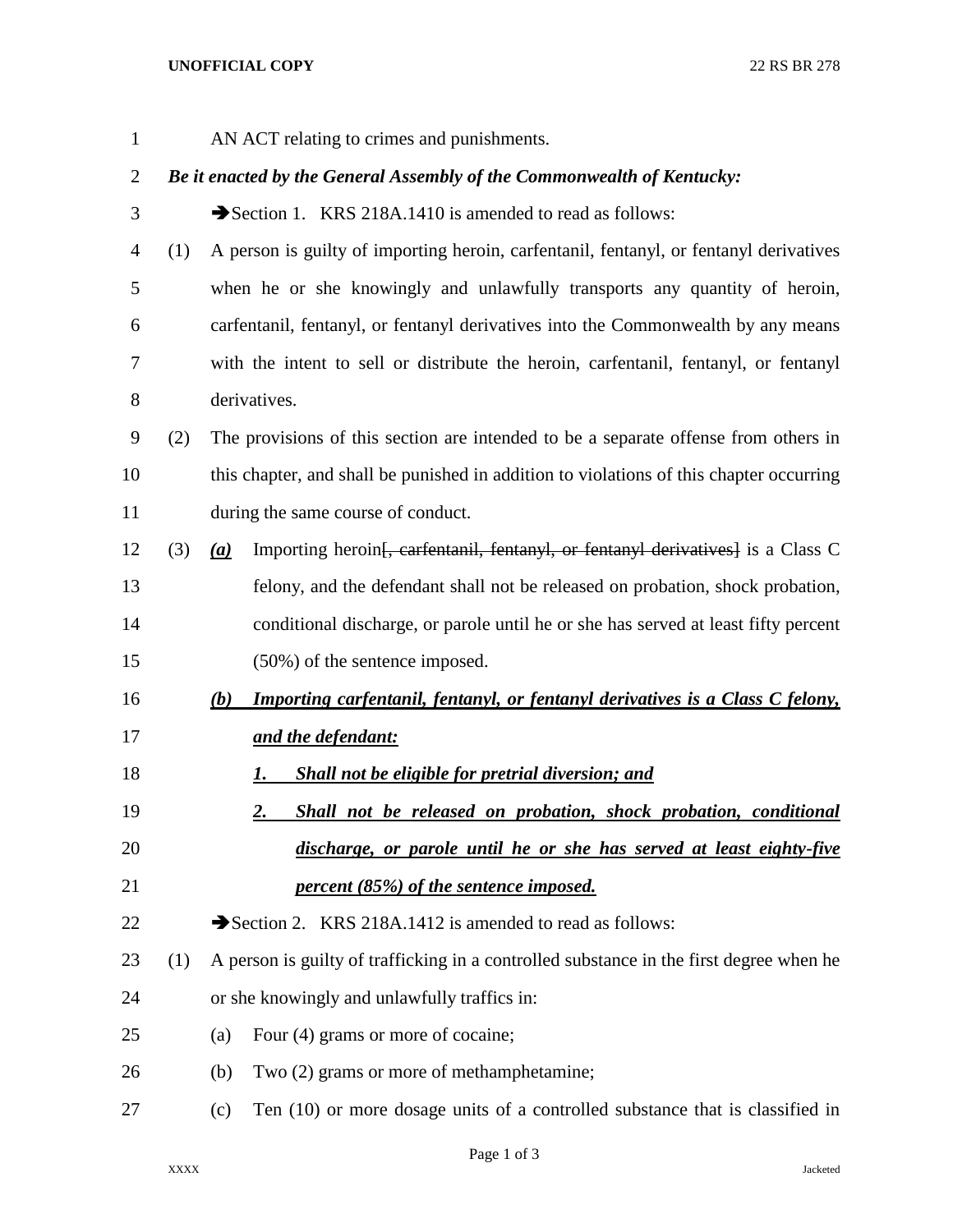AN ACT relating to crimes and punishments.

***Be it enacted by the General Assembly of the Commonwealth of Kentucky:***

➔Section 1. KRS 218A.1410 is amended to read as follows:

(1) A person is guilty of importing heroin, carfentanil, fentanyl, or fentanyl derivatives when he or she knowingly and unlawfully transports any quantity of heroin, carfentanil, fentanyl, or fentanyl derivatives into the Commonwealth by any means with the intent to sell or distribute the heroin, carfentanil, fentanyl, or fentanyl derivatives.

(2) The provisions of this section are intended to be a separate offense from others in this chapter, and shall be punished in addition to violations of this chapter occurring during the same course of conduct.

(3) ***(a)*** Importing heroin~~[, carfentanil, fentanyl, or fentanyl derivatives]~~ is a Class C felony, and the defendant shall not be released on probation, shock probation, conditional discharge, or parole until he or she has served at least fifty percent (50%) of the sentence imposed.

***(b) Importing carfentanil, fentanyl, or fentanyl derivatives is a Class C felony, and the defendant:***

***1. Shall not be eligible for pretrial diversion; and***

***2. Shall not be released on probation, shock probation, conditional discharge, or parole until he or she has served at least eighty-five percent (85%) of the sentence imposed.***

➔Section 2. KRS 218A.1412 is amended to read as follows:

(1) A person is guilty of trafficking in a controlled substance in the first degree when he or she knowingly and unlawfully traffics in:

(a) Four (4) grams or more of cocaine;

(b) Two (2) grams or more of methamphetamine;

(c) Ten (10) or more dosage units of a controlled substance that is classified in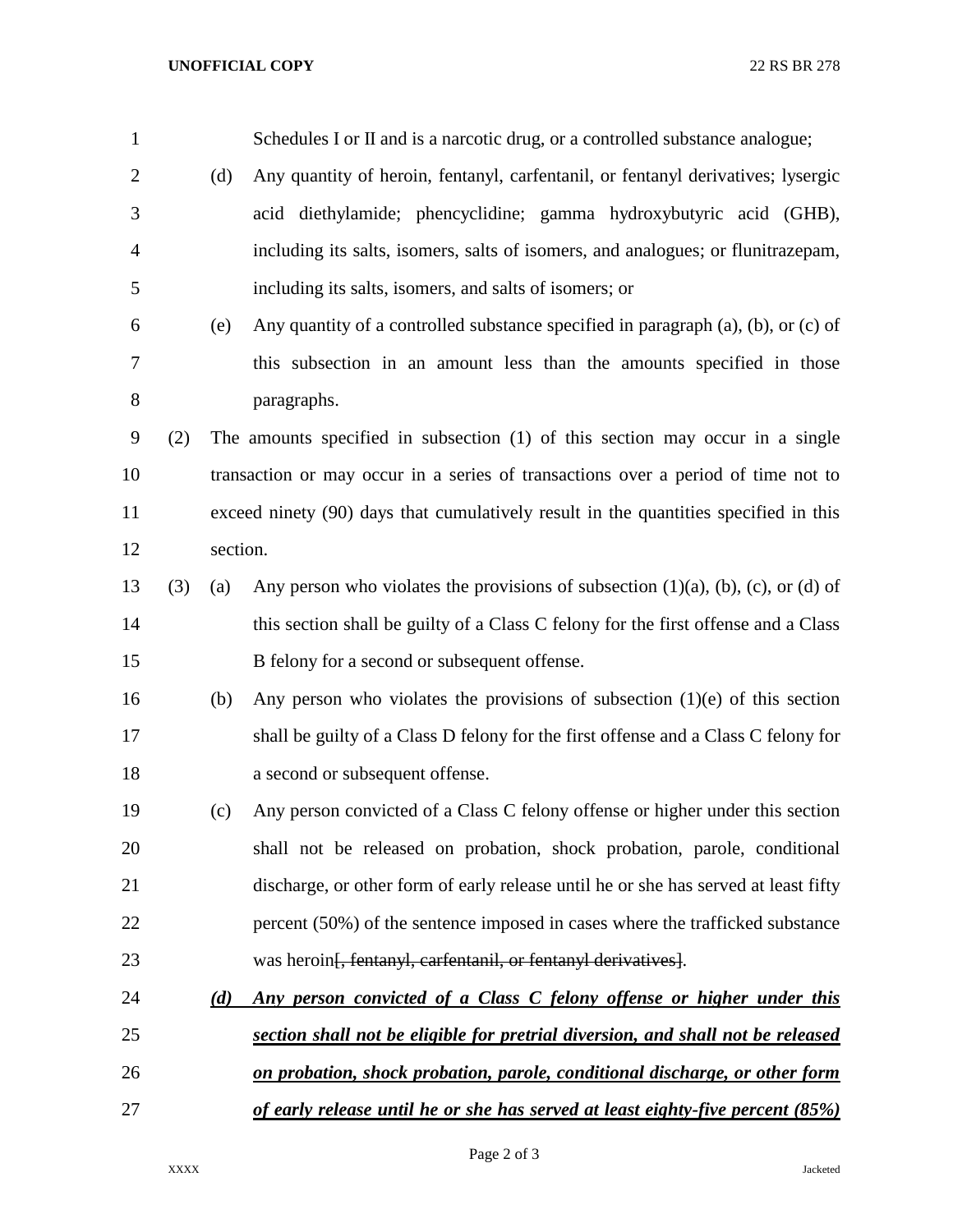Schedules I or II and is a narcotic drug, or a controlled substance analogue;

(d) Any quantity of heroin, fentanyl, carfentanil, or fentanyl derivatives; lysergic acid diethylamide; phencyclidine; gamma hydroxybutyric acid (GHB), including its salts, isomers, salts of isomers, and analogues; or flunitrazepam, including its salts, isomers, and salts of isomers; or

(e) Any quantity of a controlled substance specified in paragraph (a), (b), or (c) of this subsection in an amount less than the amounts specified in those paragraphs.

(2) The amounts specified in subsection (1) of this section may occur in a single transaction or may occur in a series of transactions over a period of time not to exceed ninety (90) days that cumulatively result in the quantities specified in this section.

(3) (a) Any person who violates the provisions of subsection (1)(a), (b), (c), or (d) of this section shall be guilty of a Class C felony for the first offense and a Class B felony for a second or subsequent offense.

(b) Any person who violates the provisions of subsection (1)(e) of this section shall be guilty of a Class D felony for the first offense and a Class C felony for a second or subsequent offense.

(c) Any person convicted of a Class C felony offense or higher under this section shall not be released on probation, shock probation, parole, conditional discharge, or other form of early release until he or she has served at least fifty percent (50%) of the sentence imposed in cases where the trafficked substance was heroin~~[, fentanyl, carfentanil, or fentanyl derivatives]~~.

***(d) Any person convicted of a Class C felony offense or higher under this section shall not be eligible for pretrial diversion, and shall not be released on probation, shock probation, parole, conditional discharge, or other form of early release until he or she has served at least eighty-five percent (85%)***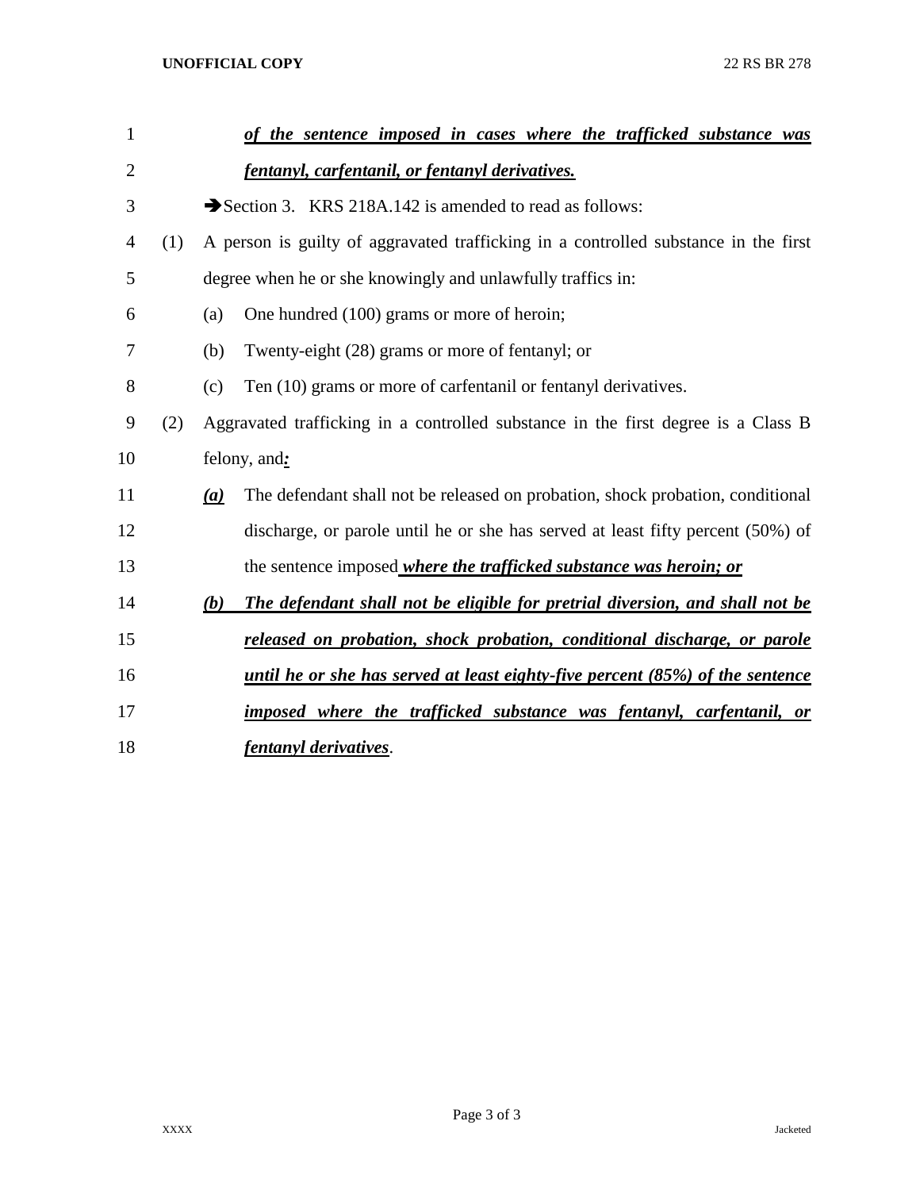***of the sentence imposed in cases where the trafficked substance was fentanyl, carfentanil, or fentanyl derivatives.***

➔Section 3. KRS 218A.142 is amended to read as follows:

(1) A person is guilty of aggravated trafficking in a controlled substance in the first degree when he or she knowingly and unlawfully traffics in:

(a) One hundred (100) grams or more of heroin;

(b) Twenty-eight (28) grams or more of fentanyl; or

(c) Ten (10) grams or more of carfentanil or fentanyl derivatives.

(2) Aggravated trafficking in a controlled substance in the first degree is a Class B felony, and***:***

***(a)*** The defendant shall not be released on probation, shock probation, conditional discharge, or parole until he or she has served at least fifty percent (50%) of the sentence imposed ***where the trafficked substance was heroin; or***

***(b) The defendant shall not be eligible for pretrial diversion, and shall not be released on probation, shock probation, conditional discharge, or parole until he or she has served at least eighty-five percent (85%) of the sentence imposed where the trafficked substance was fentanyl, carfentanil, or fentanyl derivatives***.